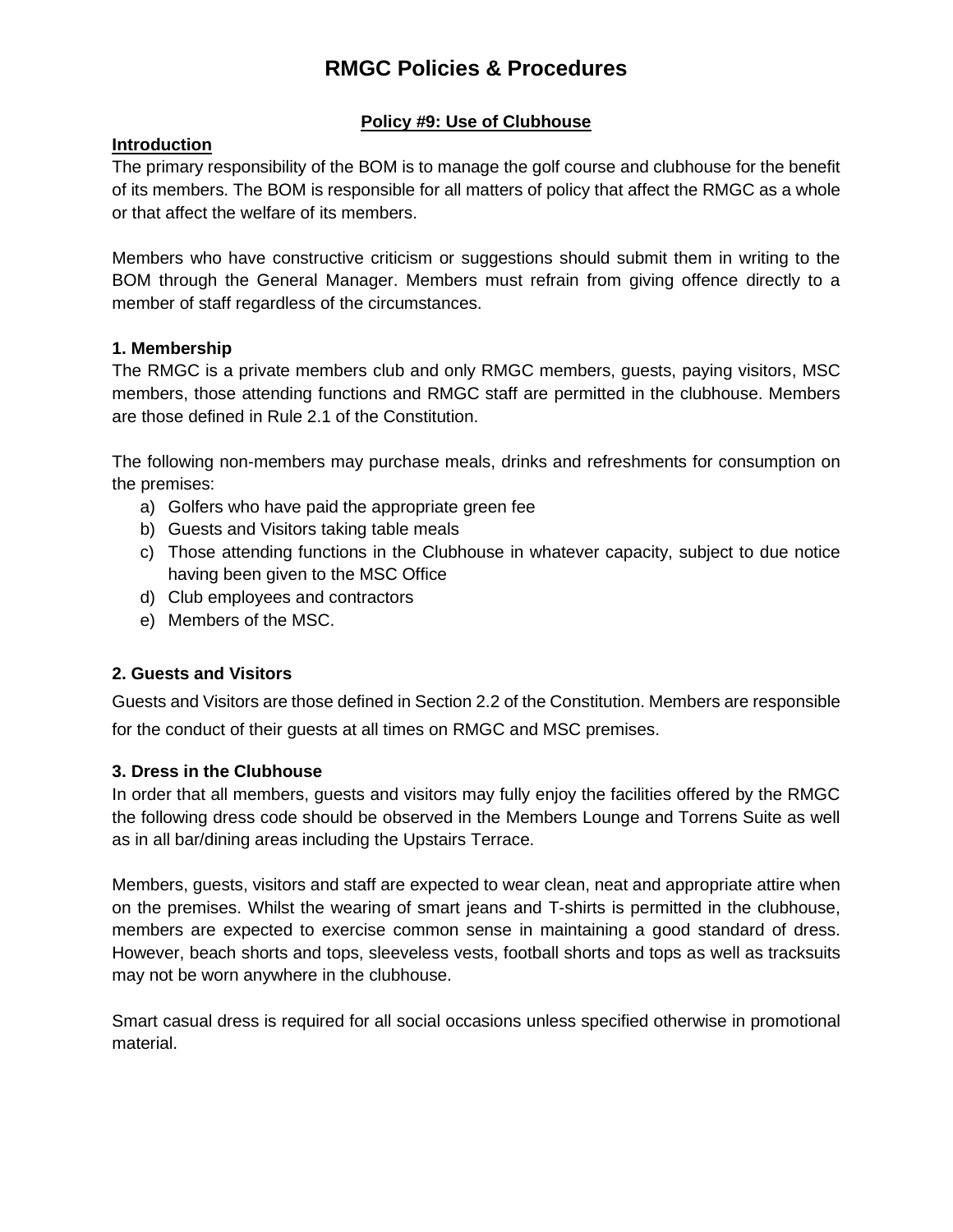# RMGC Policies & Procedures

## Policy #9: Use of Clubhouse

### Introduction

The primary responsibility of the BOM is to manage the golf course and clubhouse for the benefit of its members. The BOM is responsible for all matters of policy that affect the RMGC as a whole or that affect the welfare of its members.

Members who have constructive criticism or suggestions should submit them in writing to the BOM through the General Manager. Members must refrain from giving offence directly to a member of staff regardless of the circumstances.

### 1. Membership

The RMGC is a private members club and only RMGC members, guests, paying visitors, MSC members, those attending functions and RMGC staff are permitted in the clubhouse. Members are those defined in Rule 2.1 of the Constitution.

The following non-members may purchase meals, drinks and refreshments for consumption on the premises:

a) Golfers who have paid the appropriate green fee
b) Guests and Visitors taking table meals
c) Those attending functions in the Clubhouse in whatever capacity, subject to due notice having been given to the MSC Office
d) Club employees and contractors
e) Members of the MSC.

### 2. Guests and Visitors

Guests and Visitors are those defined in Section 2.2 of the Constitution. Members are responsible for the conduct of their guests at all times on RMGC and MSC premises.

### 3. Dress in the Clubhouse

In order that all members, guests and visitors may fully enjoy the facilities offered by the RMGC the following dress code should be observed in the Members Lounge and Torrens Suite as well as in all bar/dining areas including the Upstairs Terrace.

Members, guests, visitors and staff are expected to wear clean, neat and appropriate attire when on the premises. Whilst the wearing of smart jeans and T-shirts is permitted in the clubhouse, members are expected to exercise common sense in maintaining a good standard of dress. However, beach shorts and tops, sleeveless vests, football shorts and tops as well as tracksuits may not be worn anywhere in the clubhouse.

Smart casual dress is required for all social occasions unless specified otherwise in promotional material.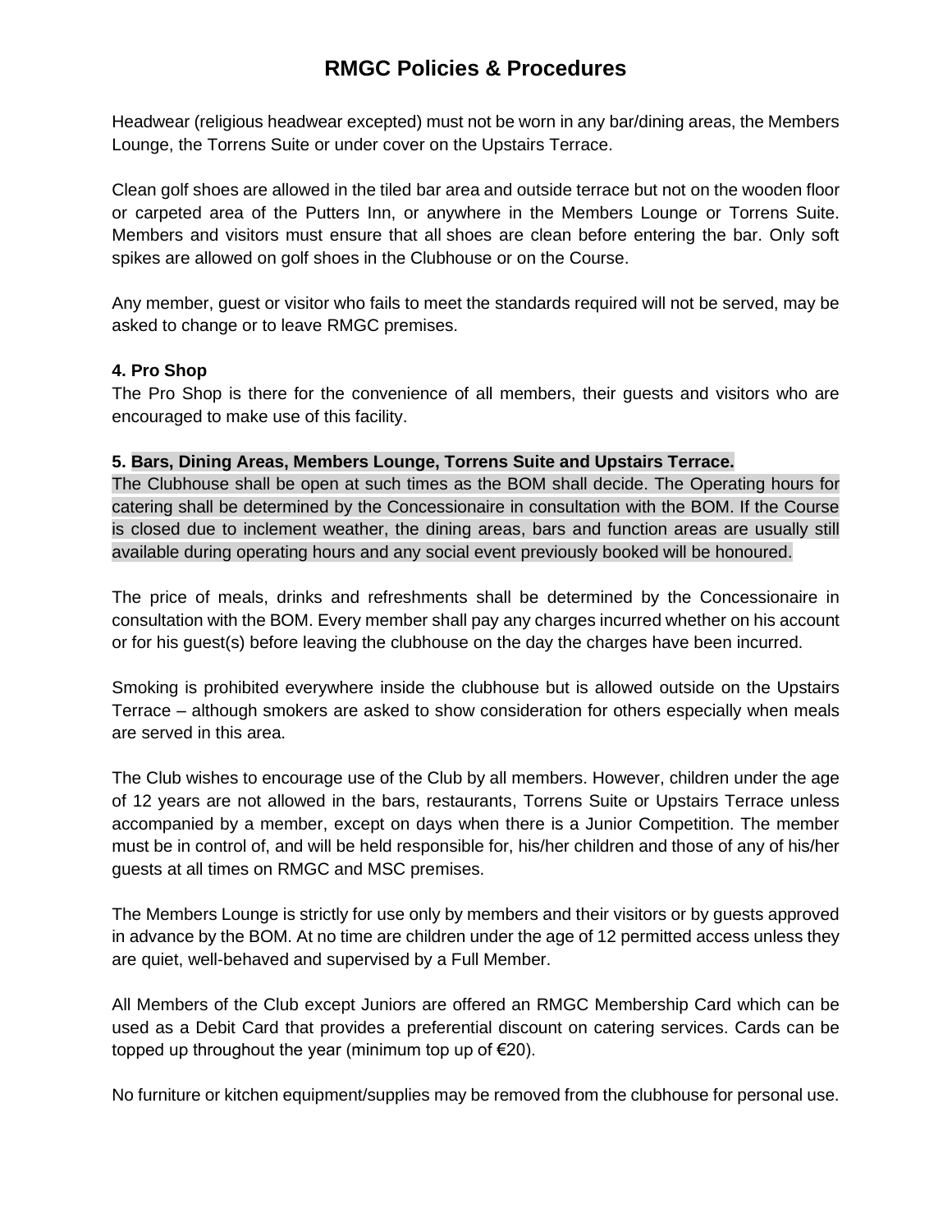Headwear (religious headwear excepted) must not be worn in any bar/dining areas, the Members Lounge, the Torrens Suite or under cover on the Upstairs Terrace.

Clean golf shoes are allowed in the tiled bar area and outside terrace but not on the wooden floor or carpeted area of the Putters Inn, or anywhere in the Members Lounge or Torrens Suite. Members and visitors must ensure that all shoes are clean before entering the bar. Only soft spikes are allowed on golf shoes in the Clubhouse or on the Course.

Any member, guest or visitor who fails to meet the standards required will not be served, may be asked to change or to leave RMGC premises.

**4. Pro Shop**

The Pro Shop is there for the convenience of all members, their guests and visitors who are encouraged to make use of this facility.

**5. Bars, Dining Areas, Members Lounge, Torrens Suite and Upstairs Terrace.**

The Clubhouse shall be open at such times as the BOM shall decide. The Operating hours for catering shall be determined by the Concessionaire in consultation with the BOM. If the Course is closed due to inclement weather, the dining areas, bars and function areas are usually still available during operating hours and any social event previously booked will be honoured.

The price of meals, drinks and refreshments shall be determined by the Concessionaire in consultation with the BOM. Every member shall pay any charges incurred whether on his account or for his guest(s) before leaving the clubhouse on the day the charges have been incurred.

Smoking is prohibited everywhere inside the clubhouse but is allowed outside on the Upstairs Terrace – although smokers are asked to show consideration for others especially when meals are served in this area.

The Club wishes to encourage use of the Club by all members. However, children under the age of 12 years are not allowed in the bars, restaurants, Torrens Suite or Upstairs Terrace unless accompanied by a member, except on days when there is a Junior Competition. The member must be in control of, and will be held responsible for, his/her children and those of any of his/her guests at all times on RMGC and MSC premises.

The Members Lounge is strictly for use only by members and their visitors or by guests approved in advance by the BOM. At no time are children under the age of 12 permitted access unless they are quiet, well-behaved and supervised by a Full Member.

All Members of the Club except Juniors are offered an RMGC Membership Card which can be used as a Debit Card that provides a preferential discount on catering services. Cards can be topped up throughout the year (minimum top up of €20).

No furniture or kitchen equipment/supplies may be removed from the clubhouse for personal use.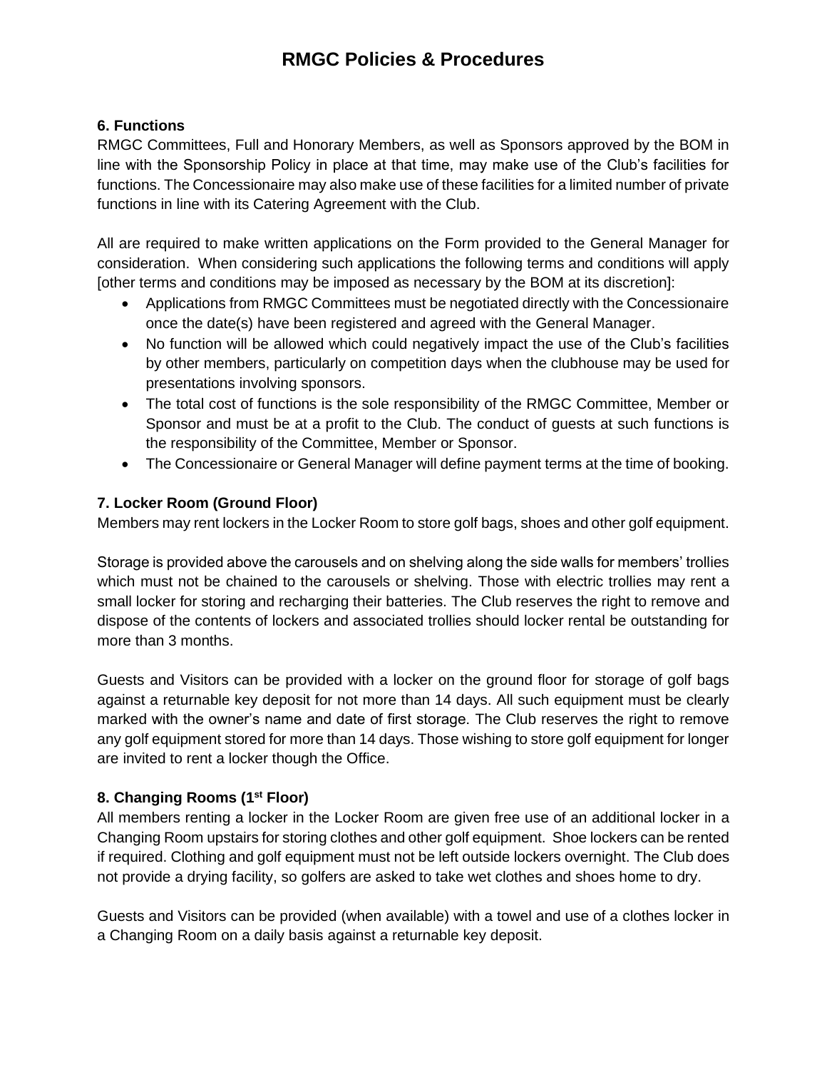### 6. Functions

RMGC Committees, Full and Honorary Members, as well as Sponsors approved by the BOM in line with the Sponsorship Policy in place at that time, may make use of the Club's facilities for functions. The Concessionaire may also make use of these facilities for a limited number of private functions in line with its Catering Agreement with the Club.

All are required to make written applications on the Form provided to the General Manager for consideration. When considering such applications the following terms and conditions will apply [other terms and conditions may be imposed as necessary by the BOM at its discretion]:

- Applications from RMGC Committees must be negotiated directly with the Concessionaire once the date(s) have been registered and agreed with the General Manager.
- No function will be allowed which could negatively impact the use of the Club's facilities by other members, particularly on competition days when the clubhouse may be used for presentations involving sponsors.
- The total cost of functions is the sole responsibility of the RMGC Committee, Member or Sponsor and must be at a profit to the Club. The conduct of guests at such functions is the responsibility of the Committee, Member or Sponsor.
- The Concessionaire or General Manager will define payment terms at the time of booking.

### 7. Locker Room (Ground Floor)

Members may rent lockers in the Locker Room to store golf bags, shoes and other golf equipment.

Storage is provided above the carousels and on shelving along the side walls for members' trollies which must not be chained to the carousels or shelving. Those with electric trollies may rent a small locker for storing and recharging their batteries. The Club reserves the right to remove and dispose of the contents of lockers and associated trollies should locker rental be outstanding for more than 3 months.

Guests and Visitors can be provided with a locker on the ground floor for storage of golf bags against a returnable key deposit for not more than 14 days. All such equipment must be clearly marked with the owner's name and date of first storage. The Club reserves the right to remove any golf equipment stored for more than 14 days. Those wishing to store golf equipment for longer are invited to rent a locker though the Office.

### 8. Changing Rooms (1st Floor)

All members renting a locker in the Locker Room are given free use of an additional locker in a Changing Room upstairs for storing clothes and other golf equipment. Shoe lockers can be rented if required. Clothing and golf equipment must not be left outside lockers overnight. The Club does not provide a drying facility, so golfers are asked to take wet clothes and shoes home to dry.

Guests and Visitors can be provided (when available) with a towel and use of a clothes locker in a Changing Room on a daily basis against a returnable key deposit.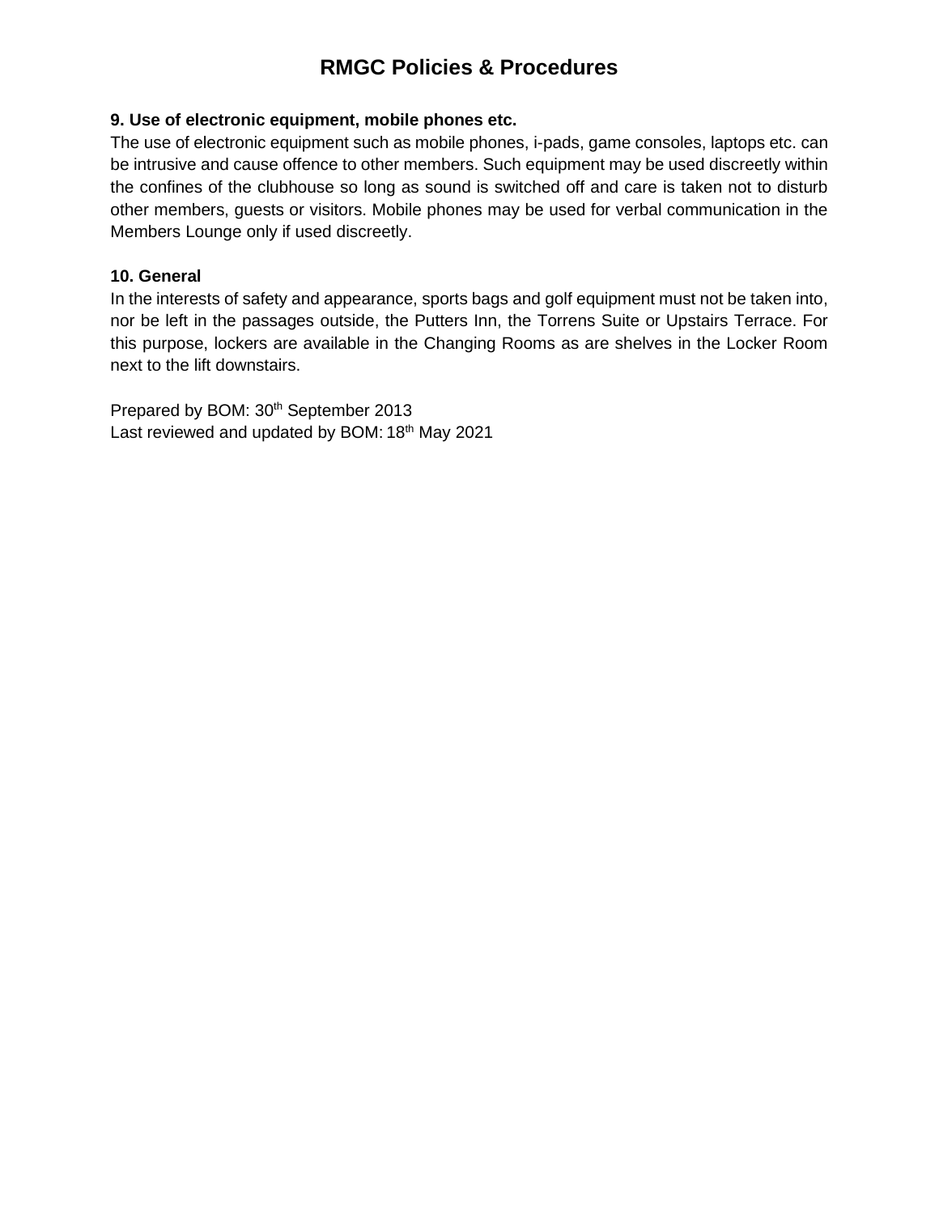**9. Use of electronic equipment, mobile phones etc.**

The use of electronic equipment such as mobile phones, i-pads, game consoles, laptops etc. can be intrusive and cause offence to other members. Such equipment may be used discreetly within the confines of the clubhouse so long as sound is switched off and care is taken not to disturb other members, guests or visitors. Mobile phones may be used for verbal communication in the Members Lounge only if used discreetly.

**10. General**

In the interests of safety and appearance, sports bags and golf equipment must not be taken into, nor be left in the passages outside, the Putters Inn, the Torrens Suite or Upstairs Terrace. For this purpose, lockers are available in the Changing Rooms as are shelves in the Locker Room next to the lift downstairs.

Prepared by BOM: 30th September 2013
Last reviewed and updated by BOM: 18th May 2021